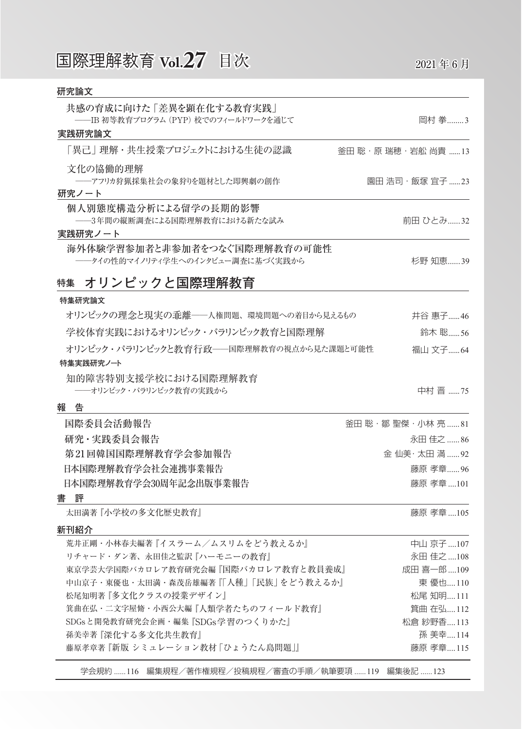# 国際理解教育 Vol.27 目次

2021年6月

## 研究論文

共感の育成に向けた「差異を顕在化する教育実践」
——IB初等教育プログラム（PYP）校でのフィールドワークを通じて　岡村 拳……3

## 実践研究論文

「異己」理解・共生授業プロジェクトにおける生徒の認識　釜田 聡・原 瑞穂・岩舩 尚貴……13

文化の協働的理解
——アフリカ狩猟採集社会の象狩りを題材とした即興劇の創作　園田 浩司・飯塚 宜子……23

## 研究ノート

個人別態度構造分析による留学の長期的影響
——3年間の縦断調査による国際理解教育における新たな試み　前田 ひとみ……32

## 実践研究ノート

海外体験学習参加者と非参加者をつなぐ国際理解教育の可能性
——タイの性的マイノリティ学生へのインタビュー調査に基づく実践から　杉野 知恵……39

## 特集　オリンピックと国際理解教育

### 特集研究論文

オリンピックの理念と現実の乖離——人権問題、環境問題への着目から見えるもの　井谷 惠子……46

学校体育実践におけるオリンピック・パラリンピック教育と国際理解　鈴木 聡……56

オリンピック・パラリンピックと教育行政——国際理解教育の視点から見た課題と可能性　福山 文子……64

### 特集実践研究ノート

知的障害特別支援学校における国際理解教育
——オリンピック・パラリンピック教育の実践から　中村 晋……75

## 報告

国際委員会活動報告　釜田 聡・鄒 聖傑・小林 亮……81

研究・実践委員会報告　永田 佳之……86

第21回韓国国際理解教育学会参加報告　金 仙美・太田 満……92

日本国際理解教育学会社会連携事業報告　藤原 孝章……96

日本国際理解教育学会30周年記念出版事業報告　藤原 孝章……101

## 書評

太田満著『小学校の多文化歴史教育』　藤原 孝章……105

## 新刊紹介

荒井正剛・小林春夫編著『イスラーム／ムスリムをどう教えるか』　中山 京子……107

リチャード・ダン著、永田佳之監訳『ハーモニーの教育』　永田 佳之……108

東京学芸大学国際バカロレア教育研究会編『国際バカロレア教育と教員養成』　成田 喜一郎……109

中山京子・東優也・太田満・森茂岳雄編著『「人種」「民族」をどう教えるか』　東 優也……110

松尾知明著『多文化クラスの授業デザイン』　松尾 知明……111

箕曲在弘・二文字屋脩・小西公大編『人類学者たちのフィールド教育』　箕曲 在弘……112

SDGsと開発教育研究会企画・編集『SDGs学習のつくりかた』　松倉 紗野香……113

孫美幸著『深化する多文化共生教育』　孫 美幸……114

藤原孝章著『新版 シミュレーション教材「ひょうたん島問題」』　藤原 孝章……115

学会規約……116　編集規程／著作権規程／投稿規程／審査の手順／執筆要項……119　編集後記……123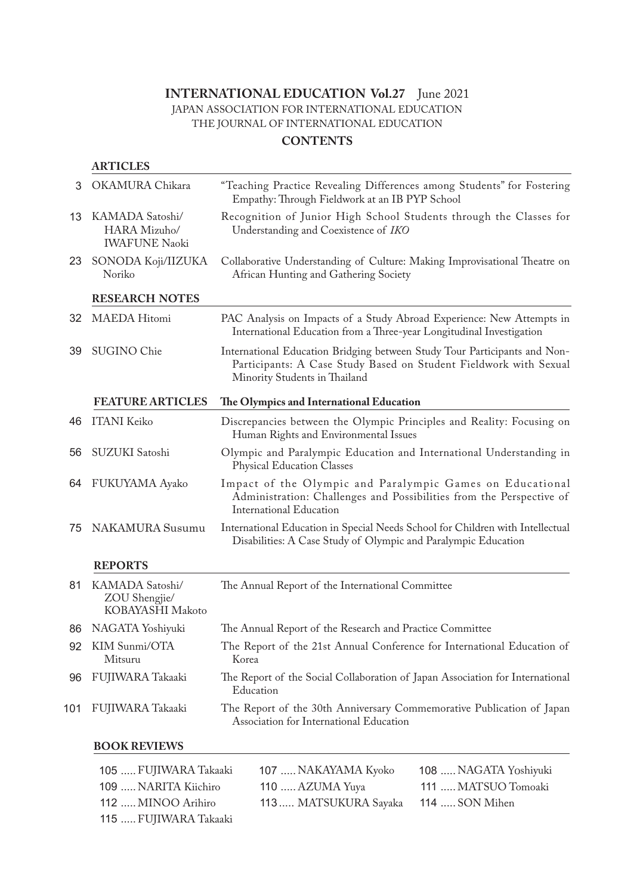# INTERNATIONAL EDUCATION Vol.27 June 2021

JAPAN ASSOCIATION FOR INTERNATIONAL EDUCATION
THE JOURNAL OF INTERNATIONAL EDUCATION

## CONTENTS

### ARTICLES

| | | |
|---|---|---|
| 3 | OKAMURA Chikara | "Teaching Practice Revealing Differences among Students" for Fostering Empathy: Through Fieldwork at an IB PYP School |
| 13 | KAMADA Satoshi/ HARA Mizuho/ IWAFUNE Naoki | Recognition of Junior High School Students through the Classes for Understanding and Coexistence of *IKO* |
| 23 | SONODA Koji/IIZUKA Noriko | Collaborative Understanding of Culture: Making Improvisational Theatre on African Hunting and Gathering Society |

### RESEARCH NOTES

| | | |
|---|---|---|
| 32 | MAEDA Hitomi | PAC Analysis on Impacts of a Study Abroad Experience: New Attempts in International Education from a Three-year Longitudinal Investigation |
| 39 | SUGINO Chie | International Education Bridging between Study Tour Participants and Non-Participants: A Case Study Based on Student Fieldwork with Sexual Minority Students in Thailand |

### FEATURE ARTICLES — The Olympics and International Education

| | | |
|---|---|---|
| 46 | ITANI Keiko | Discrepancies between the Olympic Principles and Reality: Focusing on Human Rights and Environmental Issues |
| 56 | SUZUKI Satoshi | Olympic and Paralympic Education and International Understanding in Physical Education Classes |
| 64 | FUKUYAMA Ayako | Impact of the Olympic and Paralympic Games on Educational Administration: Challenges and Possibilities from the Perspective of International Education |
| 75 | NAKAMURA Susumu | International Education in Special Needs School for Children with Intellectual Disabilities: A Case Study of Olympic and Paralympic Education |

### REPORTS

| | | |
|---|---|---|
| 81 | KAMADA Satoshi/ ZOU Shengjie/ KOBAYASHI Makoto | The Annual Report of the International Committee |
| 86 | NAGATA Yoshiyuki | The Annual Report of the Research and Practice Committee |
| 92 | KIM Sunmi/OTA Mitsuru | The Report of the 21st Annual Conference for International Education of Korea |
| 96 | FUJIWARA Takaaki | The Report of the Social Collaboration of Japan Association for International Education |
| 101 | FUJIWARA Takaaki | The Report of the 30th Anniversary Commemorative Publication of Japan Association for International Education |

### BOOK REVIEWS

105 ..... FUJIWARA Takaaki
107 ..... NAKAYAMA Kyoko
108 ..... NAGATA Yoshiyuki
109 ..... NARITA Kiichiro
110 ..... AZUMA Yuya
111 ..... MATSUO Tomoaki
112 ..... MINOO Arihiro
113 ..... MATSUKURA Sayaka
114 ..... SON Mihen
115 ..... FUJIWARA Takaaki